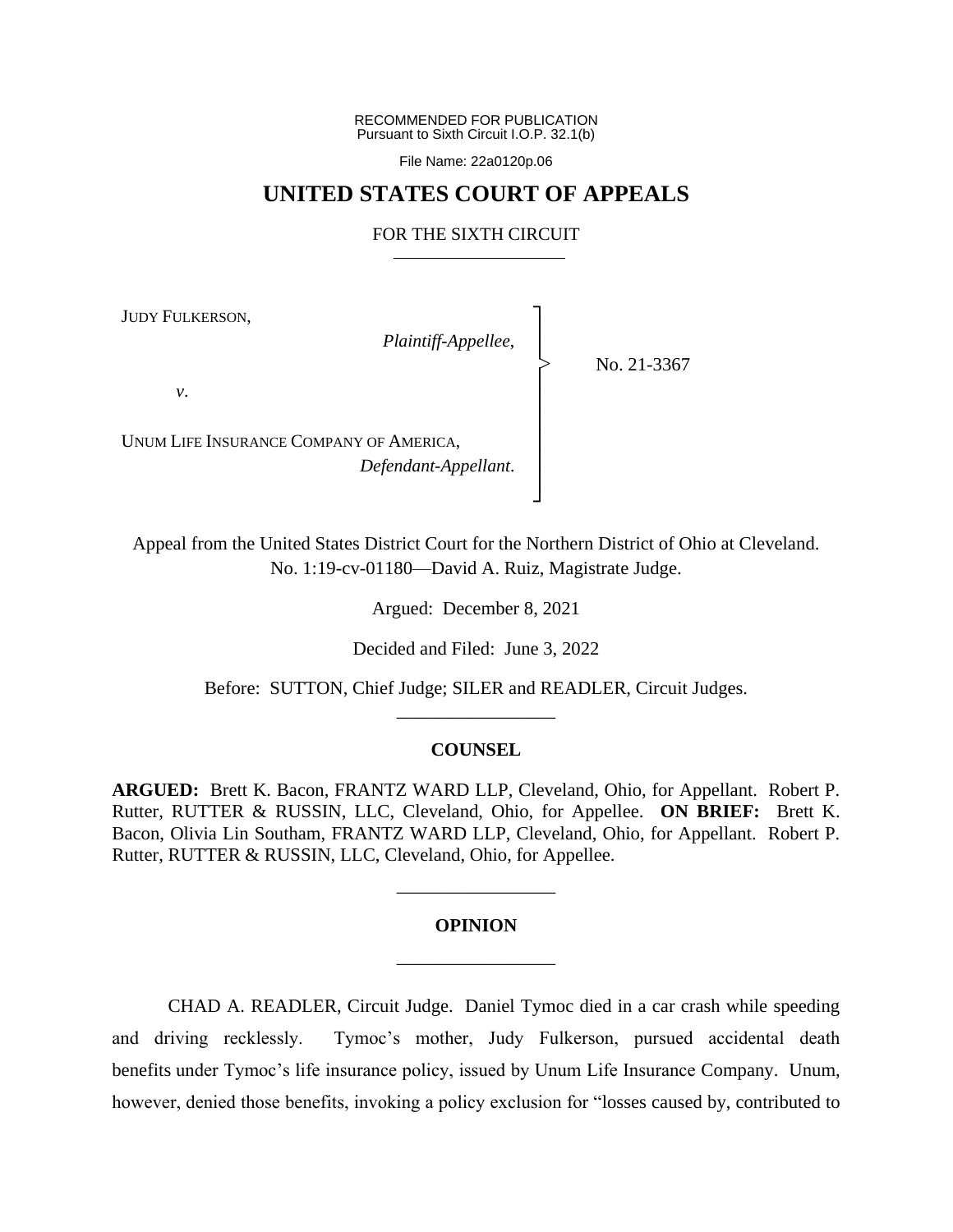RECOMMENDED FOR PUBLICATION
Pursuant to Sixth Circuit I.O.P. 32.1(b)

File Name: 22a0120p.06

# UNITED STATES COURT OF APPEALS

## FOR THE SIXTH CIRCUIT

JUDY FULKERSON,

*Plaintiff-Appellee*,

*v*.

UNUM LIFE INSURANCE COMPANY OF AMERICA,

*Defendant-Appellant*.

No. 21-3367

Appeal from the United States District Court for the Northern District of Ohio at Cleveland.
No. 1:19-cv-01180—David A. Ruiz, Magistrate Judge.

Argued: December 8, 2021

Decided and Filed: June 3, 2022

Before: SUTTON, Chief Judge; SILER and READLER, Circuit Judges.

### COUNSEL

**ARGUED:** Brett K. Bacon, FRANTZ WARD LLP, Cleveland, Ohio, for Appellant. Robert P. Rutter, RUTTER & RUSSIN, LLC, Cleveland, Ohio, for Appellee. **ON BRIEF:** Brett K. Bacon, Olivia Lin Southam, FRANTZ WARD LLP, Cleveland, Ohio, for Appellant. Robert P. Rutter, RUTTER & RUSSIN, LLC, Cleveland, Ohio, for Appellee.

### OPINION

CHAD A. READLER, Circuit Judge. Daniel Tymoc died in a car crash while speeding and driving recklessly. Tymoc's mother, Judy Fulkerson, pursued accidental death benefits under Tymoc's life insurance policy, issued by Unum Life Insurance Company. Unum, however, denied those benefits, invoking a policy exclusion for "losses caused by, contributed to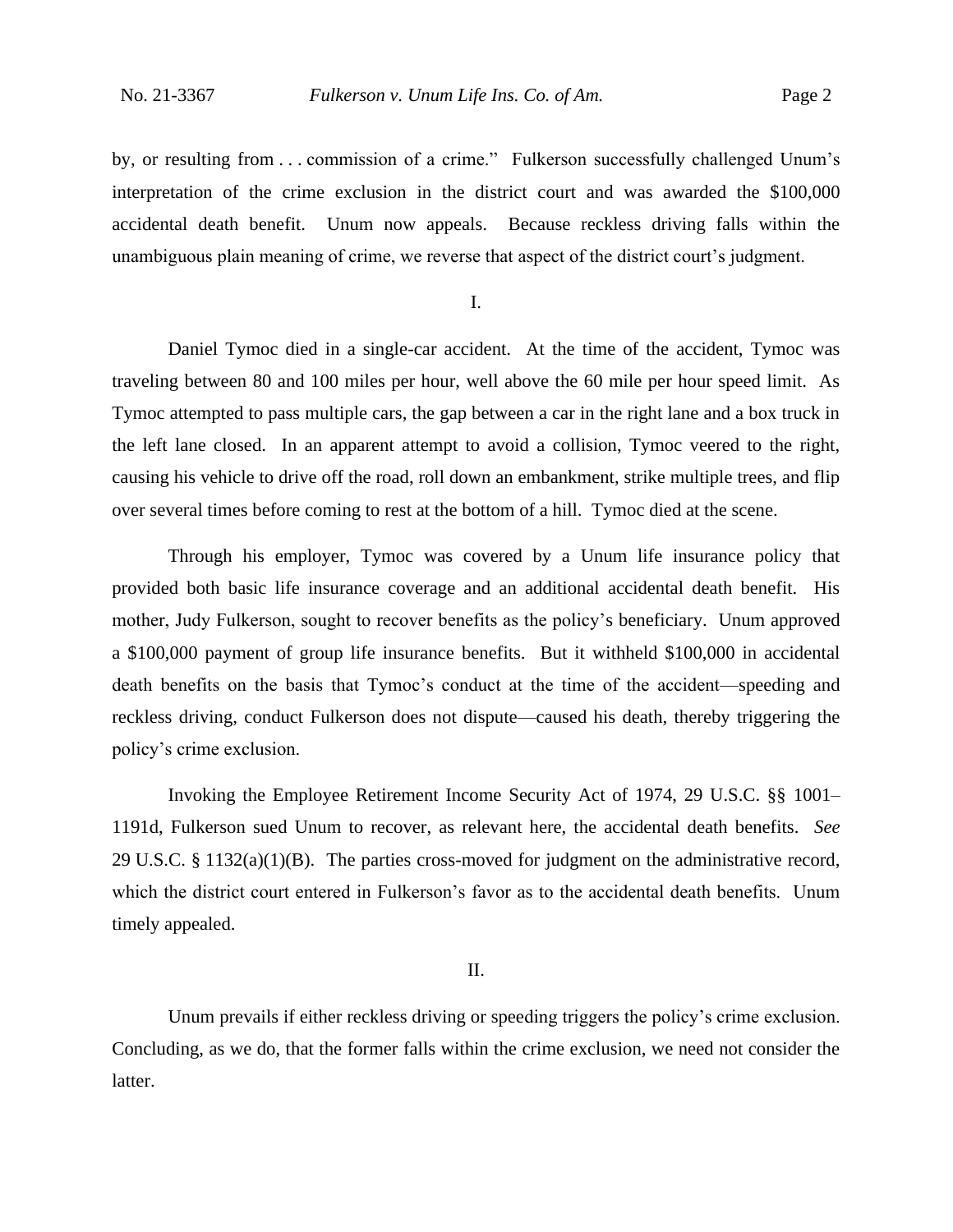by, or resulting from . . . commission of a crime." Fulkerson successfully challenged Unum's interpretation of the crime exclusion in the district court and was awarded the $100,000 accidental death benefit. Unum now appeals. Because reckless driving falls within the unambiguous plain meaning of crime, we reverse that aspect of the district court's judgment.

## I.

Daniel Tymoc died in a single-car accident. At the time of the accident, Tymoc was traveling between 80 and 100 miles per hour, well above the 60 mile per hour speed limit. As Tymoc attempted to pass multiple cars, the gap between a car in the right lane and a box truck in the left lane closed. In an apparent attempt to avoid a collision, Tymoc veered to the right, causing his vehicle to drive off the road, roll down an embankment, strike multiple trees, and flip over several times before coming to rest at the bottom of a hill. Tymoc died at the scene.

Through his employer, Tymoc was covered by a Unum life insurance policy that provided both basic life insurance coverage and an additional accidental death benefit. His mother, Judy Fulkerson, sought to recover benefits as the policy's beneficiary. Unum approved a $100,000 payment of group life insurance benefits. But it withheld $100,000 in accidental death benefits on the basis that Tymoc's conduct at the time of the accident—speeding and reckless driving, conduct Fulkerson does not dispute—caused his death, thereby triggering the policy's crime exclusion.

Invoking the Employee Retirement Income Security Act of 1974, 29 U.S.C. §§ 1001–1191d, Fulkerson sued Unum to recover, as relevant here, the accidental death benefits. *See* 29 U.S.C. § 1132(a)(1)(B). The parties cross-moved for judgment on the administrative record, which the district court entered in Fulkerson's favor as to the accidental death benefits. Unum timely appealed.

## II.

Unum prevails if either reckless driving or speeding triggers the policy's crime exclusion. Concluding, as we do, that the former falls within the crime exclusion, we need not consider the latter.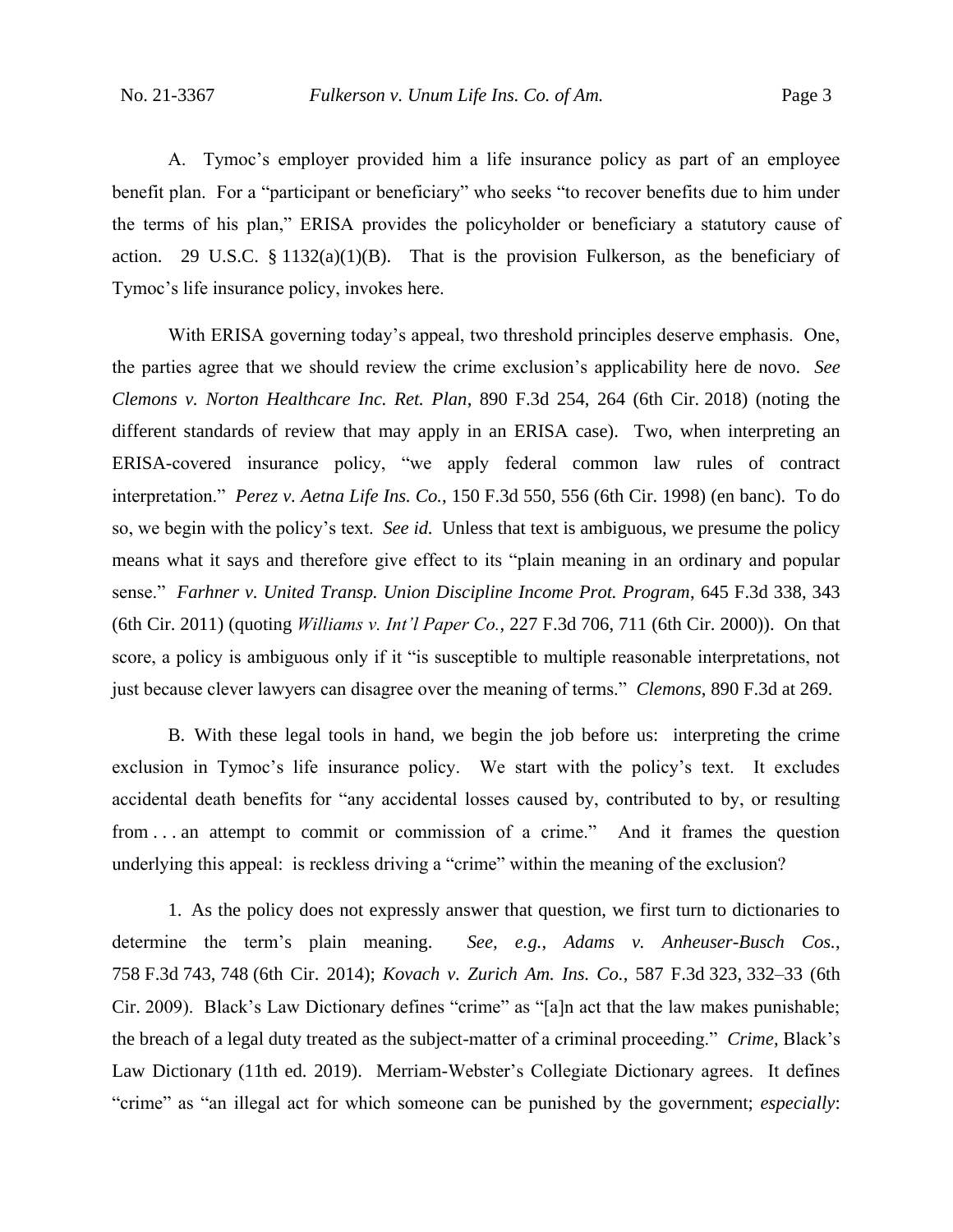A. Tymoc's employer provided him a life insurance policy as part of an employee benefit plan. For a "participant or beneficiary" who seeks "to recover benefits due to him under the terms of his plan," ERISA provides the policyholder or beneficiary a statutory cause of action. 29 U.S.C. § 1132(a)(1)(B). That is the provision Fulkerson, as the beneficiary of Tymoc's life insurance policy, invokes here.

With ERISA governing today's appeal, two threshold principles deserve emphasis. One, the parties agree that we should review the crime exclusion's applicability here de novo. *See Clemons v. Norton Healthcare Inc. Ret. Plan*, 890 F.3d 254, 264 (6th Cir. 2018) (noting the different standards of review that may apply in an ERISA case). Two, when interpreting an ERISA-covered insurance policy, "we apply federal common law rules of contract interpretation." *Perez v. Aetna Life Ins. Co.*, 150 F.3d 550, 556 (6th Cir. 1998) (en banc). To do so, we begin with the policy's text. *See id.* Unless that text is ambiguous, we presume the policy means what it says and therefore give effect to its "plain meaning in an ordinary and popular sense." *Farhner v. United Transp. Union Discipline Income Prot. Program*, 645 F.3d 338, 343 (6th Cir. 2011) (quoting *Williams v. Int'l Paper Co.*, 227 F.3d 706, 711 (6th Cir. 2000)). On that score, a policy is ambiguous only if it "is susceptible to multiple reasonable interpretations, not just because clever lawyers can disagree over the meaning of terms." *Clemons*, 890 F.3d at 269.

B. With these legal tools in hand, we begin the job before us: interpreting the crime exclusion in Tymoc's life insurance policy. We start with the policy's text. It excludes accidental death benefits for "any accidental losses caused by, contributed to by, or resulting from . . . an attempt to commit or commission of a crime." And it frames the question underlying this appeal: is reckless driving a "crime" within the meaning of the exclusion?

1. As the policy does not expressly answer that question, we first turn to dictionaries to determine the term's plain meaning. *See, e.g.*, *Adams v. Anheuser-Busch Cos.*, 758 F.3d 743, 748 (6th Cir. 2014); *Kovach v. Zurich Am. Ins. Co.*, 587 F.3d 323, 332–33 (6th Cir. 2009). Black's Law Dictionary defines "crime" as "[a]n act that the law makes punishable; the breach of a legal duty treated as the subject-matter of a criminal proceeding." *Crime*, Black's Law Dictionary (11th ed. 2019). Merriam-Webster's Collegiate Dictionary agrees. It defines "crime" as "an illegal act for which someone can be punished by the government; *especially*: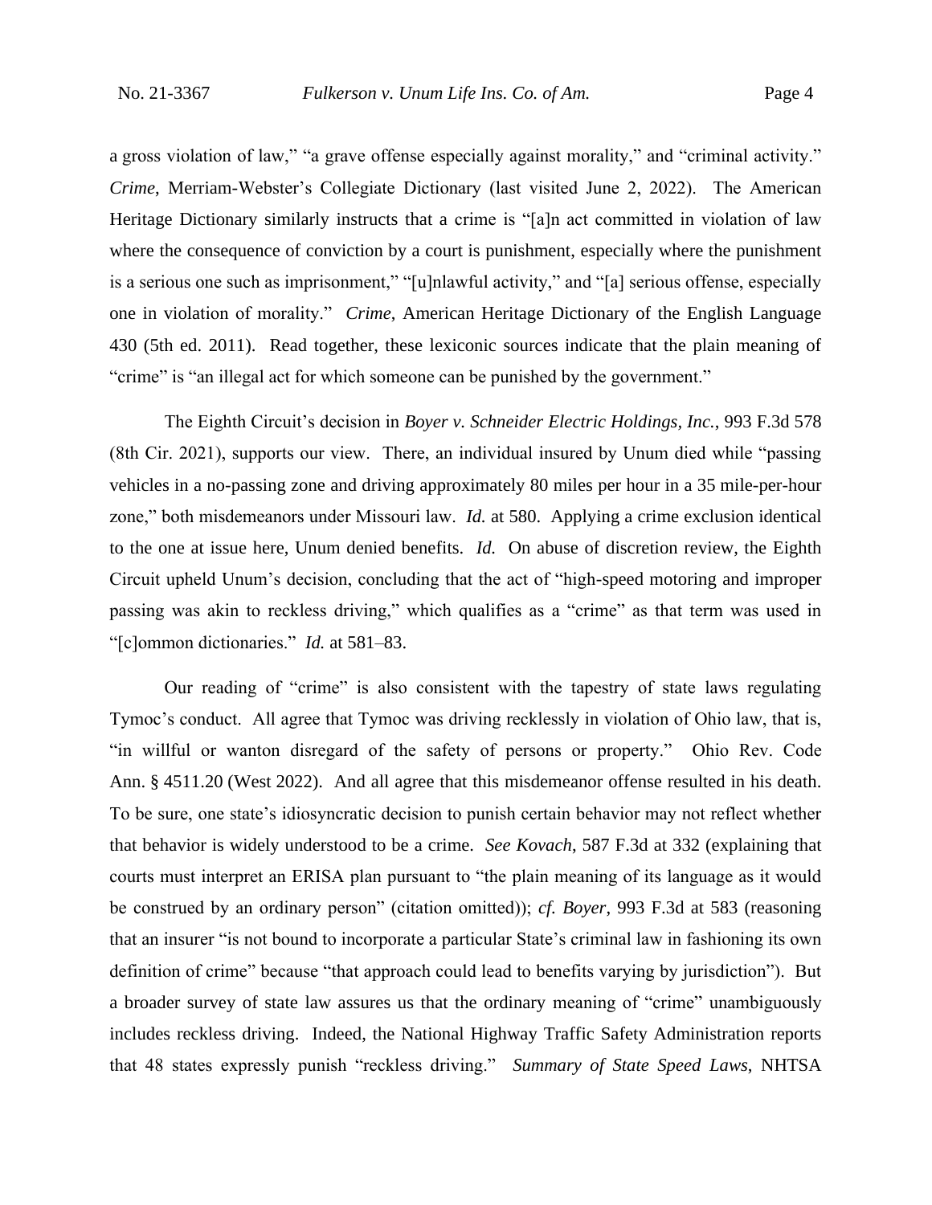a gross violation of law," "a grave offense especially against morality," and "criminal activity." *Crime*, Merriam-Webster's Collegiate Dictionary (last visited June 2, 2022). The American Heritage Dictionary similarly instructs that a crime is "[a]n act committed in violation of law where the consequence of conviction by a court is punishment, especially where the punishment is a serious one such as imprisonment," "[u]nlawful activity," and "[a] serious offense, especially one in violation of morality." *Crime*, American Heritage Dictionary of the English Language 430 (5th ed. 2011). Read together, these lexiconic sources indicate that the plain meaning of "crime" is "an illegal act for which someone can be punished by the government."

The Eighth Circuit's decision in *Boyer v. Schneider Electric Holdings, Inc.*, 993 F.3d 578 (8th Cir. 2021), supports our view. There, an individual insured by Unum died while "passing vehicles in a no-passing zone and driving approximately 80 miles per hour in a 35 mile-per-hour zone," both misdemeanors under Missouri law. *Id.* at 580. Applying a crime exclusion identical to the one at issue here, Unum denied benefits. *Id.* On abuse of discretion review, the Eighth Circuit upheld Unum's decision, concluding that the act of "high-speed motoring and improper passing was akin to reckless driving," which qualifies as a "crime" as that term was used in "[c]ommon dictionaries." *Id.* at 581–83.

Our reading of "crime" is also consistent with the tapestry of state laws regulating Tymoc's conduct. All agree that Tymoc was driving recklessly in violation of Ohio law, that is, "in willful or wanton disregard of the safety of persons or property." Ohio Rev. Code Ann. § 4511.20 (West 2022). And all agree that this misdemeanor offense resulted in his death. To be sure, one state's idiosyncratic decision to punish certain behavior may not reflect whether that behavior is widely understood to be a crime. *See Kovach*, 587 F.3d at 332 (explaining that courts must interpret an ERISA plan pursuant to "the plain meaning of its language as it would be construed by an ordinary person" (citation omitted)); *cf. Boyer*, 993 F.3d at 583 (reasoning that an insurer "is not bound to incorporate a particular State's criminal law in fashioning its own definition of crime" because "that approach could lead to benefits varying by jurisdiction"). But a broader survey of state law assures us that the ordinary meaning of "crime" unambiguously includes reckless driving. Indeed, the National Highway Traffic Safety Administration reports that 48 states expressly punish "reckless driving." *Summary of State Speed Laws*, NHTSA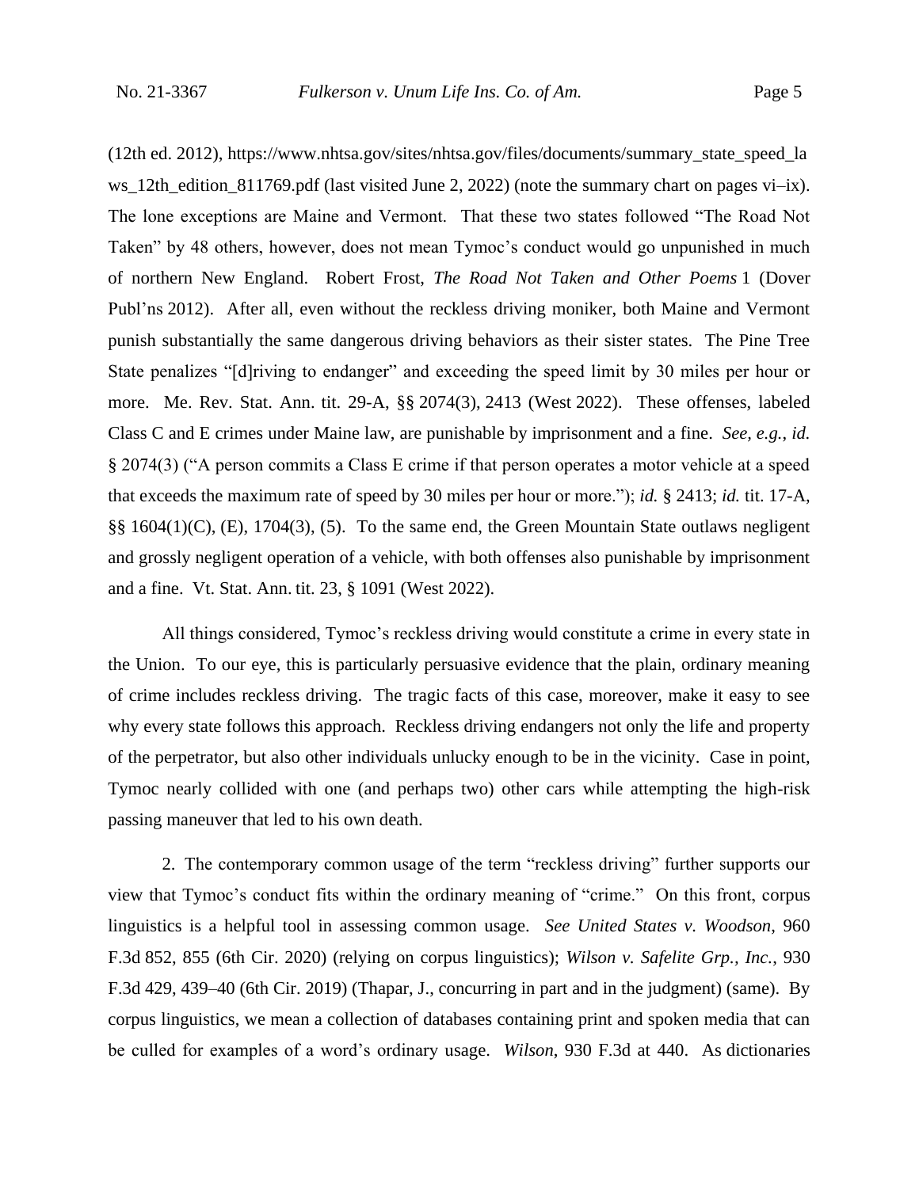(12th ed. 2012), https://www.nhtsa.gov/sites/nhtsa.gov/files/documents/summary_state_speed_laws_12th_edition_811769.pdf (last visited June 2, 2022) (note the summary chart on pages vi–ix). The lone exceptions are Maine and Vermont. That these two states followed "The Road Not Taken" by 48 others, however, does not mean Tymoc's conduct would go unpunished in much of northern New England. Robert Frost, *The Road Not Taken and Other Poems* 1 (Dover Publ'ns 2012). After all, even without the reckless driving moniker, both Maine and Vermont punish substantially the same dangerous driving behaviors as their sister states. The Pine Tree State penalizes "[d]riving to endanger" and exceeding the speed limit by 30 miles per hour or more. Me. Rev. Stat. Ann. tit. 29-A, §§ 2074(3), 2413 (West 2022). These offenses, labeled Class C and E crimes under Maine law, are punishable by imprisonment and a fine. *See, e.g.*, *id.* § 2074(3) ("A person commits a Class E crime if that person operates a motor vehicle at a speed that exceeds the maximum rate of speed by 30 miles per hour or more."); *id.* § 2413; *id.* tit. 17-A, §§ 1604(1)(C), (E), 1704(3), (5). To the same end, the Green Mountain State outlaws negligent and grossly negligent operation of a vehicle, with both offenses also punishable by imprisonment and a fine. Vt. Stat. Ann. tit. 23, § 1091 (West 2022).

All things considered, Tymoc's reckless driving would constitute a crime in every state in the Union. To our eye, this is particularly persuasive evidence that the plain, ordinary meaning of crime includes reckless driving. The tragic facts of this case, moreover, make it easy to see why every state follows this approach. Reckless driving endangers not only the life and property of the perpetrator, but also other individuals unlucky enough to be in the vicinity. Case in point, Tymoc nearly collided with one (and perhaps two) other cars while attempting the high-risk passing maneuver that led to his own death.

2. The contemporary common usage of the term "reckless driving" further supports our view that Tymoc's conduct fits within the ordinary meaning of "crime." On this front, corpus linguistics is a helpful tool in assessing common usage. *See United States v. Woodson*, 960 F.3d 852, 855 (6th Cir. 2020) (relying on corpus linguistics); *Wilson v. Safelite Grp., Inc.*, 930 F.3d 429, 439–40 (6th Cir. 2019) (Thapar, J., concurring in part and in the judgment) (same). By corpus linguistics, we mean a collection of databases containing print and spoken media that can be culled for examples of a word's ordinary usage. *Wilson*, 930 F.3d at 440. As dictionaries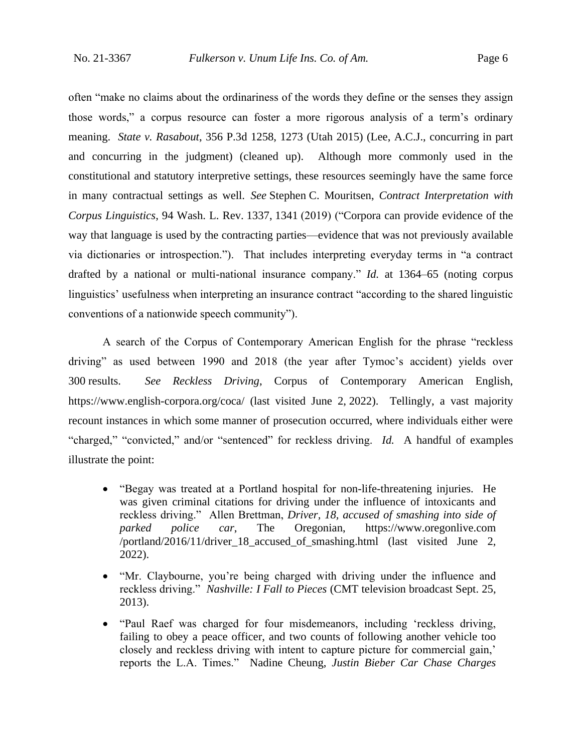often "make no claims about the ordinariness of the words they define or the senses they assign those words," a corpus resource can foster a more rigorous analysis of a term's ordinary meaning. *State v. Rasabout*, 356 P.3d 1258, 1273 (Utah 2015) (Lee, A.C.J., concurring in part and concurring in the judgment) (cleaned up). Although more commonly used in the constitutional and statutory interpretive settings, these resources seemingly have the same force in many contractual settings as well. *See* Stephen C. Mouritsen, *Contract Interpretation with Corpus Linguistics*, 94 Wash. L. Rev. 1337, 1341 (2019) ("Corpora can provide evidence of the way that language is used by the contracting parties—evidence that was not previously available via dictionaries or introspection."). That includes interpreting everyday terms in "a contract drafted by a national or multi-national insurance company." *Id.* at 1364–65 (noting corpus linguistics' usefulness when interpreting an insurance contract "according to the shared linguistic conventions of a nationwide speech community").

A search of the Corpus of Contemporary American English for the phrase "reckless driving" as used between 1990 and 2018 (the year after Tymoc's accident) yields over 300 results. *See Reckless Driving*, Corpus of Contemporary American English, https://www.english-corpora.org/coca/ (last visited June 2, 2022). Tellingly, a vast majority recount instances in which some manner of prosecution occurred, where individuals either were "charged," "convicted," and/or "sentenced" for reckless driving. *Id.* A handful of examples illustrate the point:

- "Begay was treated at a Portland hospital for non-life-threatening injuries. He was given criminal citations for driving under the influence of intoxicants and reckless driving." Allen Brettman, *Driver, 18, accused of smashing into side of parked police car*, The Oregonian, https://www.oregonlive.com/portland/2016/11/driver_18_accused_of_smashing.html (last visited June 2, 2022).
- "Mr. Claybourne, you're being charged with driving under the influence and reckless driving." *Nashville: I Fall to Pieces* (CMT television broadcast Sept. 25, 2013).
- "Paul Raef was charged for four misdemeanors, including 'reckless driving, failing to obey a peace officer, and two counts of following another vehicle too closely and reckless driving with intent to capture picture for commercial gain,' reports the L.A. Times." Nadine Cheung, *Justin Bieber Car Chase Charges*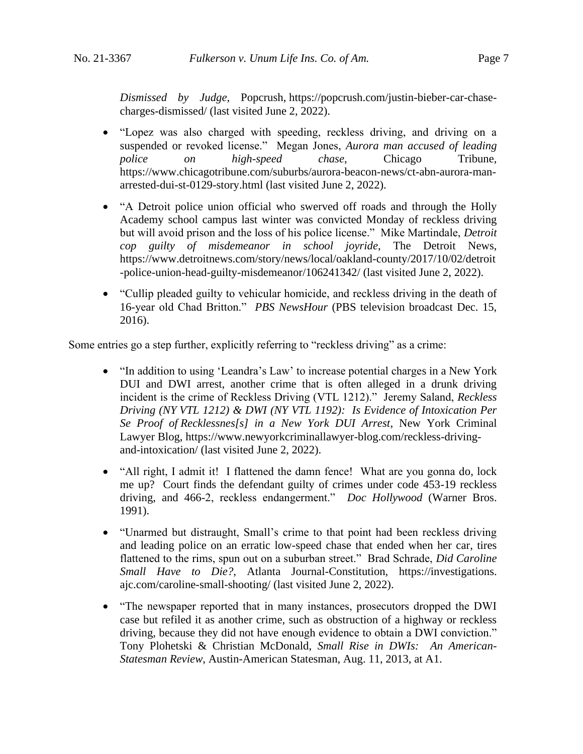*Dismissed by Judge*, Popcrush, https://popcrush.com/justin-bieber-car-chase-charges-dismissed/ (last visited June 2, 2022).

- "Lopez was also charged with speeding, reckless driving, and driving on a suspended or revoked license." Megan Jones, *Aurora man accused of leading police on high-speed chase*, Chicago Tribune, https://www.chicagotribune.com/suburbs/aurora-beacon-news/ct-abn-aurora-man-arrested-dui-st-0129-story.html (last visited June 2, 2022).
- "A Detroit police union official who swerved off roads and through the Holly Academy school campus last winter was convicted Monday of reckless driving but will avoid prison and the loss of his police license." Mike Martindale, *Detroit cop guilty of misdemeanor in school joyride*, The Detroit News, https://www.detroitnews.com/story/news/local/oakland-county/2017/10/02/detroit-police-union-head-guilty-misdemeanor/106241342/ (last visited June 2, 2022).
- "Cullip pleaded guilty to vehicular homicide, and reckless driving in the death of 16-year old Chad Britton." *PBS NewsHour* (PBS television broadcast Dec. 15, 2016).

Some entries go a step further, explicitly referring to "reckless driving" as a crime:

- "In addition to using 'Leandra's Law' to increase potential charges in a New York DUI and DWI arrest, another crime that is often alleged in a drunk driving incident is the crime of Reckless Driving (VTL 1212)." Jeremy Saland, *Reckless Driving (NY VTL 1212) & DWI (NY VTL 1192): Is Evidence of Intoxication Per Se Proof of Recklessnes[s] in a New York DUI Arrest*, New York Criminal Lawyer Blog, https://www.newyorkcriminallawyer-blog.com/reckless-driving-and-intoxication/ (last visited June 2, 2022).
- "All right, I admit it! I flattened the damn fence! What are you gonna do, lock me up? Court finds the defendant guilty of crimes under code 453-19 reckless driving, and 466-2, reckless endangerment." *Doc Hollywood* (Warner Bros. 1991).
- "Unarmed but distraught, Small's crime to that point had been reckless driving and leading police on an erratic low-speed chase that ended when her car, tires flattened to the rims, spun out on a suburban street." Brad Schrade, *Did Caroline Small Have to Die?*, Atlanta Journal-Constitution, https://investigations.ajc.com/caroline-small-shooting/ (last visited June 2, 2022).
- "The newspaper reported that in many instances, prosecutors dropped the DWI case but refiled it as another crime, such as obstruction of a highway or reckless driving, because they did not have enough evidence to obtain a DWI conviction." Tony Plohetski & Christian McDonald, *Small Rise in DWIs: An American-Statesman Review*, Austin-American Statesman, Aug. 11, 2013, at A1.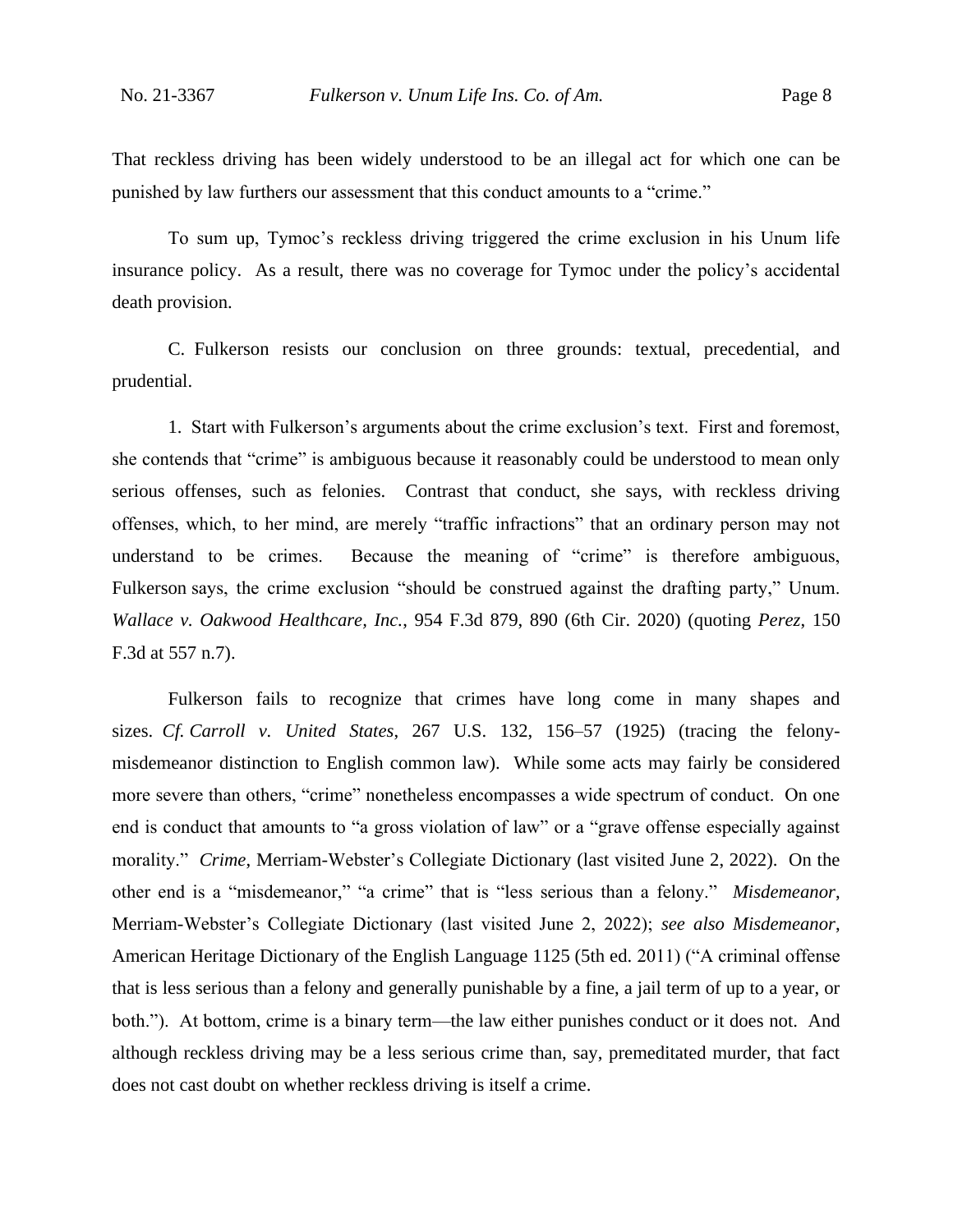That reckless driving has been widely understood to be an illegal act for which one can be punished by law furthers our assessment that this conduct amounts to a "crime."

To sum up, Tymoc's reckless driving triggered the crime exclusion in his Unum life insurance policy. As a result, there was no coverage for Tymoc under the policy's accidental death provision.

C. Fulkerson resists our conclusion on three grounds: textual, precedential, and prudential.

1. Start with Fulkerson's arguments about the crime exclusion's text. First and foremost, she contends that "crime" is ambiguous because it reasonably could be understood to mean only serious offenses, such as felonies. Contrast that conduct, she says, with reckless driving offenses, which, to her mind, are merely "traffic infractions" that an ordinary person may not understand to be crimes. Because the meaning of "crime" is therefore ambiguous, Fulkerson says, the crime exclusion "should be construed against the drafting party," Unum. *Wallace v. Oakwood Healthcare, Inc.*, 954 F.3d 879, 890 (6th Cir. 2020) (quoting *Perez*, 150 F.3d at 557 n.7).

Fulkerson fails to recognize that crimes have long come in many shapes and sizes. *Cf. Carroll v. United States*, 267 U.S. 132, 156–57 (1925) (tracing the felony-misdemeanor distinction to English common law). While some acts may fairly be considered more severe than others, "crime" nonetheless encompasses a wide spectrum of conduct. On one end is conduct that amounts to "a gross violation of law" or a "grave offense especially against morality." *Crime*, Merriam-Webster's Collegiate Dictionary (last visited June 2, 2022). On the other end is a "misdemeanor," "a crime" that is "less serious than a felony." *Misdemeanor*, Merriam-Webster's Collegiate Dictionary (last visited June 2, 2022); *see also Misdemeanor*, American Heritage Dictionary of the English Language 1125 (5th ed. 2011) ("A criminal offense that is less serious than a felony and generally punishable by a fine, a jail term of up to a year, or both."). At bottom, crime is a binary term—the law either punishes conduct or it does not. And although reckless driving may be a less serious crime than, say, premeditated murder, that fact does not cast doubt on whether reckless driving is itself a crime.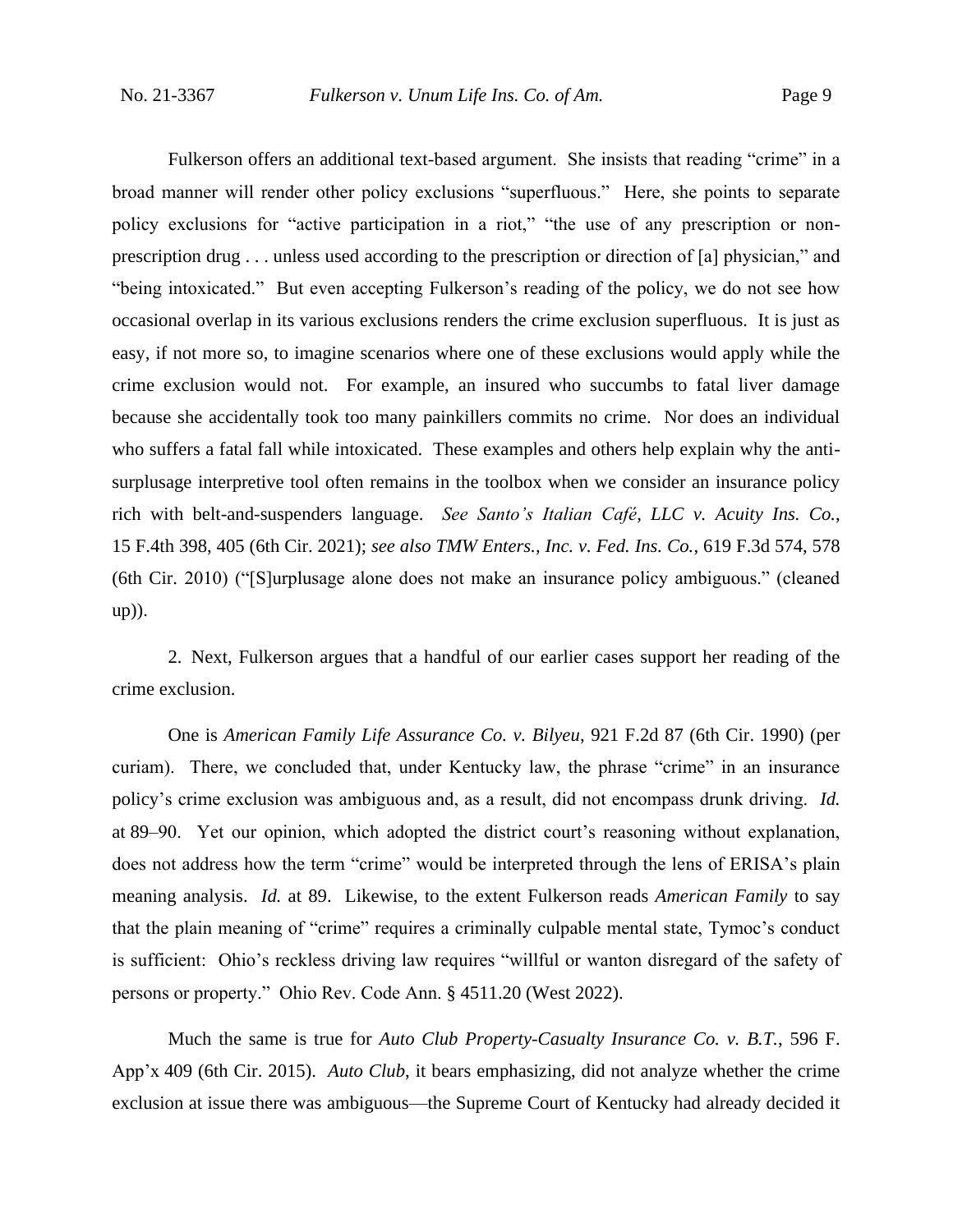Fulkerson offers an additional text-based argument. She insists that reading "crime" in a broad manner will render other policy exclusions "superfluous." Here, she points to separate policy exclusions for "active participation in a riot," "the use of any prescription or non-prescription drug . . . unless used according to the prescription or direction of [a] physician," and "being intoxicated." But even accepting Fulkerson's reading of the policy, we do not see how occasional overlap in its various exclusions renders the crime exclusion superfluous. It is just as easy, if not more so, to imagine scenarios where one of these exclusions would apply while the crime exclusion would not. For example, an insured who succumbs to fatal liver damage because she accidentally took too many painkillers commits no crime. Nor does an individual who suffers a fatal fall while intoxicated. These examples and others help explain why the anti-surplusage interpretive tool often remains in the toolbox when we consider an insurance policy rich with belt-and-suspenders language. *See Santo's Italian Café, LLC v. Acuity Ins. Co.*, 15 F.4th 398, 405 (6th Cir. 2021); *see also TMW Enters., Inc. v. Fed. Ins. Co.*, 619 F.3d 574, 578 (6th Cir. 2010) ("[S]urplusage alone does not make an insurance policy ambiguous." (cleaned up)).

2. Next, Fulkerson argues that a handful of our earlier cases support her reading of the crime exclusion.

One is *American Family Life Assurance Co. v. Bilyeu*, 921 F.2d 87 (6th Cir. 1990) (per curiam). There, we concluded that, under Kentucky law, the phrase "crime" in an insurance policy's crime exclusion was ambiguous and, as a result, did not encompass drunk driving. *Id.* at 89–90. Yet our opinion, which adopted the district court's reasoning without explanation, does not address how the term "crime" would be interpreted through the lens of ERISA's plain meaning analysis. *Id.* at 89. Likewise, to the extent Fulkerson reads *American Family* to say that the plain meaning of "crime" requires a criminally culpable mental state, Tymoc's conduct is sufficient: Ohio's reckless driving law requires "willful or wanton disregard of the safety of persons or property." Ohio Rev. Code Ann. § 4511.20 (West 2022).

Much the same is true for *Auto Club Property-Casualty Insurance Co. v. B.T.*, 596 F. App'x 409 (6th Cir. 2015). *Auto Club*, it bears emphasizing, did not analyze whether the crime exclusion at issue there was ambiguous—the Supreme Court of Kentucky had already decided it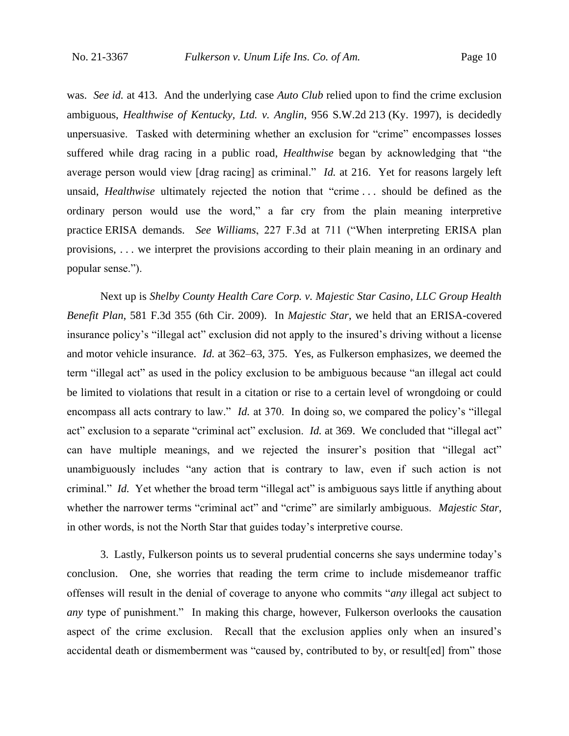was. *See id.* at 413. And the underlying case *Auto Club* relied upon to find the crime exclusion ambiguous, *Healthwise of Kentucky, Ltd. v. Anglin*, 956 S.W.2d 213 (Ky. 1997), is decidedly unpersuasive. Tasked with determining whether an exclusion for "crime" encompasses losses suffered while drag racing in a public road, *Healthwise* began by acknowledging that "the average person would view [drag racing] as criminal." *Id.* at 216. Yet for reasons largely left unsaid, *Healthwise* ultimately rejected the notion that "crime . . . should be defined as the ordinary person would use the word," a far cry from the plain meaning interpretive practice ERISA demands. *See Williams*, 227 F.3d at 711 ("When interpreting ERISA plan provisions, . . . we interpret the provisions according to their plain meaning in an ordinary and popular sense.").

Next up is *Shelby County Health Care Corp. v. Majestic Star Casino, LLC Group Health Benefit Plan*, 581 F.3d 355 (6th Cir. 2009). In *Majestic Star*, we held that an ERISA-covered insurance policy's "illegal act" exclusion did not apply to the insured's driving without a license and motor vehicle insurance. *Id.* at 362–63, 375. Yes, as Fulkerson emphasizes, we deemed the term "illegal act" as used in the policy exclusion to be ambiguous because "an illegal act could be limited to violations that result in a citation or rise to a certain level of wrongdoing or could encompass all acts contrary to law." *Id.* at 370. In doing so, we compared the policy's "illegal act" exclusion to a separate "criminal act" exclusion. *Id.* at 369. We concluded that "illegal act" can have multiple meanings, and we rejected the insurer's position that "illegal act" unambiguously includes "any action that is contrary to law, even if such action is not criminal." *Id.* Yet whether the broad term "illegal act" is ambiguous says little if anything about whether the narrower terms "criminal act" and "crime" are similarly ambiguous. *Majestic Star*, in other words, is not the North Star that guides today's interpretive course.

3. Lastly, Fulkerson points us to several prudential concerns she says undermine today's conclusion. One, she worries that reading the term crime to include misdemeanor traffic offenses will result in the denial of coverage to anyone who commits "*any* illegal act subject to *any* type of punishment." In making this charge, however, Fulkerson overlooks the causation aspect of the crime exclusion. Recall that the exclusion applies only when an insured's accidental death or dismemberment was "caused by, contributed to by, or result[ed] from" those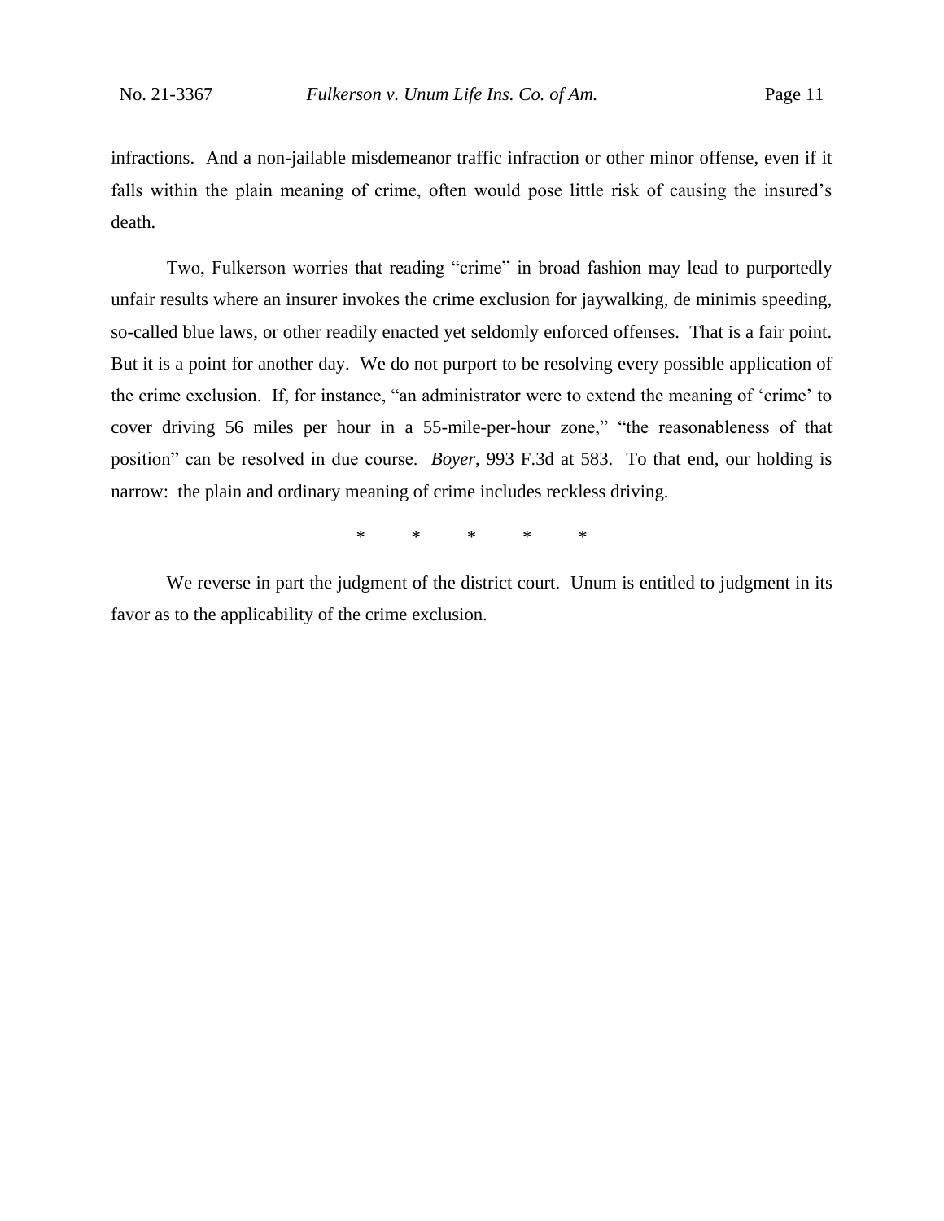infractions. And a non-jailable misdemeanor traffic infraction or other minor offense, even if it falls within the plain meaning of crime, often would pose little risk of causing the insured's death.

Two, Fulkerson worries that reading "crime" in broad fashion may lead to purportedly unfair results where an insurer invokes the crime exclusion for jaywalking, de minimis speeding, so-called blue laws, or other readily enacted yet seldomly enforced offenses. That is a fair point. But it is a point for another day. We do not purport to be resolving every possible application of the crime exclusion. If, for instance, "an administrator were to extend the meaning of 'crime' to cover driving 56 miles per hour in a 55-mile-per-hour zone," "the reasonableness of that position" can be resolved in due course. *Boyer*, 993 F.3d at 583. To that end, our holding is narrow: the plain and ordinary meaning of crime includes reckless driving.

\* \* \* \* \*

We reverse in part the judgment of the district court. Unum is entitled to judgment in its favor as to the applicability of the crime exclusion.